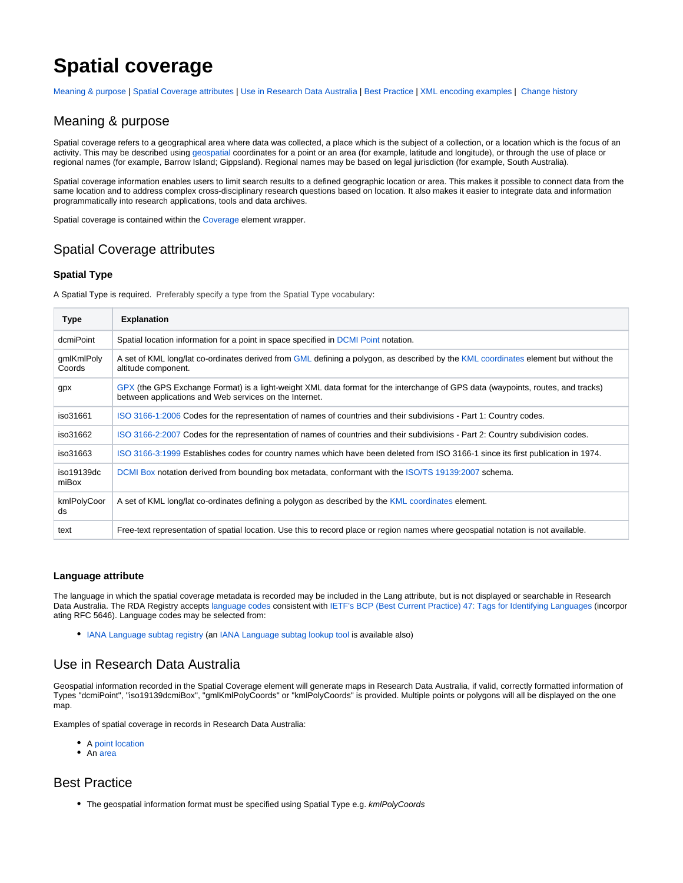# Spatial coverage

Meaning & purpose | Spatial Coverage attributes | Use in Research Data Australia | Best Practice | XML encoding examples | Change history

## Meaning & purpose

Spatial coverage refers to a geographical area where data was collected, a place which is the subject of a collection, or a location which is the focus of an activity. This may be described using geospatial coordinates for a point or an area (for example, latitude and longitude), or through the use of place or regional names (for example, Barrow Island; Gippsland). Regional names may be based on legal jurisdiction (for example, South Australia).

Spatial coverage information enables users to limit search results to a defined geographic location or area. This makes it possible to connect data from the same location and to address complex cross-disciplinary research questions based on location. It also makes it easier to integrate data and information programmatically into research applications, tools and data archives.

Spatial coverage is contained within the Coverage element wrapper.

## Spatial Coverage attributes

### Spatial Type

A Spatial Type is required. Preferably specify a type from the Spatial Type vocabulary:

| Type | Explanation |
| --- | --- |
| dcmiPoint | Spatial location information for a point in space specified in DCMI Point notation. |
| gmlKmlPolyCoords | A set of KML long/lat co-ordinates derived from GML defining a polygon, as described by the KML coordinates element but without the altitude component. |
| gpx | GPX (the GPS Exchange Format) is a light-weight XML data format for the interchange of GPS data (waypoints, routes, and tracks) between applications and Web services on the Internet. |
| iso31661 | ISO 3166-1:2006 Codes for the representation of names of countries and their subdivisions - Part 1: Country codes. |
| iso31662 | ISO 3166-2:2007 Codes for the representation of names of countries and their subdivisions - Part 2: Country subdivision codes. |
| iso31663 | ISO 3166-3:1999 Establishes codes for country names which have been deleted from ISO 3166-1 since its first publication in 1974. |
| iso19139dcmiBox | DCMI Box notation derived from bounding box metadata, conformant with the ISO/TS 19139:2007 schema. |
| kmlPolyCoords | A set of KML long/lat co-ordinates defining a polygon as described by the KML coordinates element. |
| text | Free-text representation of spatial location. Use this to record place or region names where geospatial notation is not available. |

### Language attribute

The language in which the spatial coverage metadata is recorded may be included in the Lang attribute, but is not displayed or searchable in Research Data Australia. The RDA Registry accepts language codes consistent with IETF's BCP (Best Current Practice) 47: Tags for Identifying Languages (incorporating RFC 5646). Language codes may be selected from:

- IANA Language subtag registry (an IANA Language subtag lookup tool is available also)

## Use in Research Data Australia

Geospatial information recorded in the Spatial Coverage element will generate maps in Research Data Australia, if valid, correctly formatted information of Types "dcmiPoint", "iso19139dcmiBox", "gmlKmlPolyCoords" or "kmlPolyCoords" is provided. Multiple points or polygons will all be displayed on the one map.

Examples of spatial coverage in records in Research Data Australia:

- A point location
- An area

## Best Practice

- The geospatial information format must be specified using Spatial Type e.g. *kmlPolyCoords*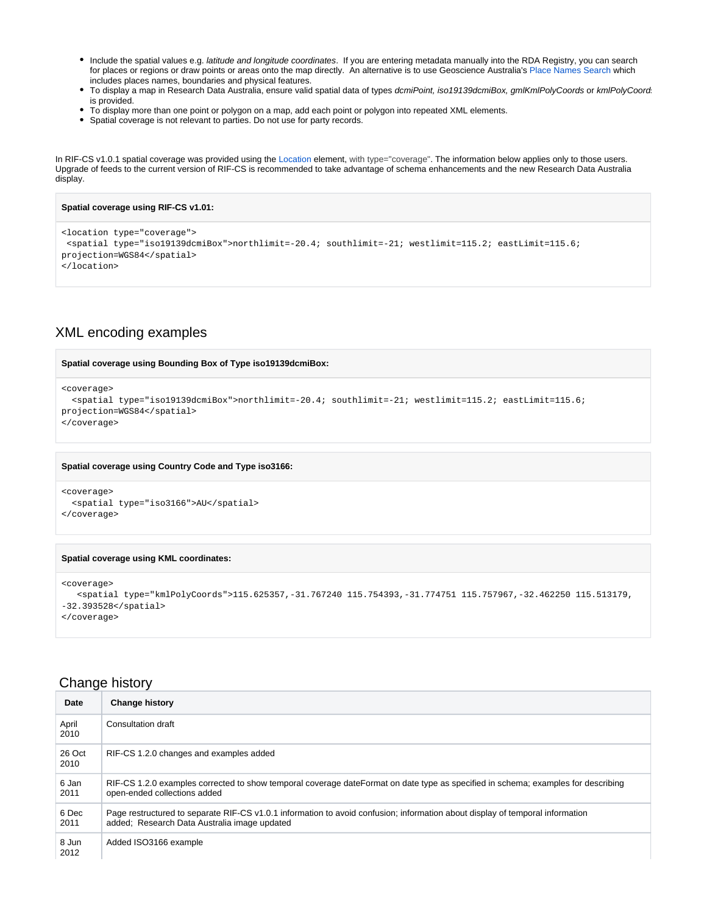- Include the spatial values e.g. *latitude and longitude coordinates*. If you are entering metadata manually into the RDA Registry, you can search for places or regions or draw points or areas onto the map directly. An alternative is to use Geoscience Australia's Place Names Search which includes places names, boundaries and physical features.
- To display a map in Research Data Australia, ensure valid spatial data of types *dcmiPoint, iso19139dcmiBox, gmlKmlPolyCoords* or *kmlPolyCoords* is provided.
- To display more than one point or polygon on a map, add each point or polygon into repeated XML elements.
- Spatial coverage is not relevant to parties. Do not use for party records.

In RIF-CS v1.0.1 spatial coverage was provided using the Location element, with type="coverage". The information below applies only to those users. Upgrade of feeds to the current version of RIF-CS is recommended to take advantage of schema enhancements and the new Research Data Australia display.

**Spatial coverage using RIF-CS v1.01:**

```
<location type="coverage">
 <spatial type="iso19139dcmiBox">northlimit=-20.4; southlimit=-21; westlimit=115.2; eastLimit=115.6;
projection=WGS84</spatial>
</location>
```

## XML encoding examples

**Spatial coverage using Bounding Box of Type iso19139dcmiBox:**

```
<coverage>
  <spatial type="iso19139dcmiBox">northlimit=-20.4; southlimit=-21; westlimit=115.2; eastLimit=115.6;
projection=WGS84</spatial>
</coverage>
```

**Spatial coverage using Country Code and Type iso3166:**

```
<coverage>
  <spatial type="iso3166">AU</spatial>
</coverage>
```

**Spatial coverage using KML coordinates:**

```
<coverage>
   <spatial type="kmlPolyCoords">115.625357,-31.767240 115.754393,-31.774751 115.757967,-32.462250 115.513179,
-32.393528</spatial>
</coverage>
```

## Change history

| Date | Change history |
|---|---|
| April 2010 | Consultation draft |
| 26 Oct 2010 | RIF-CS 1.2.0 changes and examples added |
| 6 Jan 2011 | RIF-CS 1.2.0 examples corrected to show temporal coverage dateFormat on date type as specified in schema; examples for describing open-ended collections added |
| 6 Dec 2011 | Page restructured to separate RIF-CS v1.0.1 information to avoid confusion; information about display of temporal information added; Research Data Australia image updated |
| 8 Jun 2012 | Added ISO3166 example |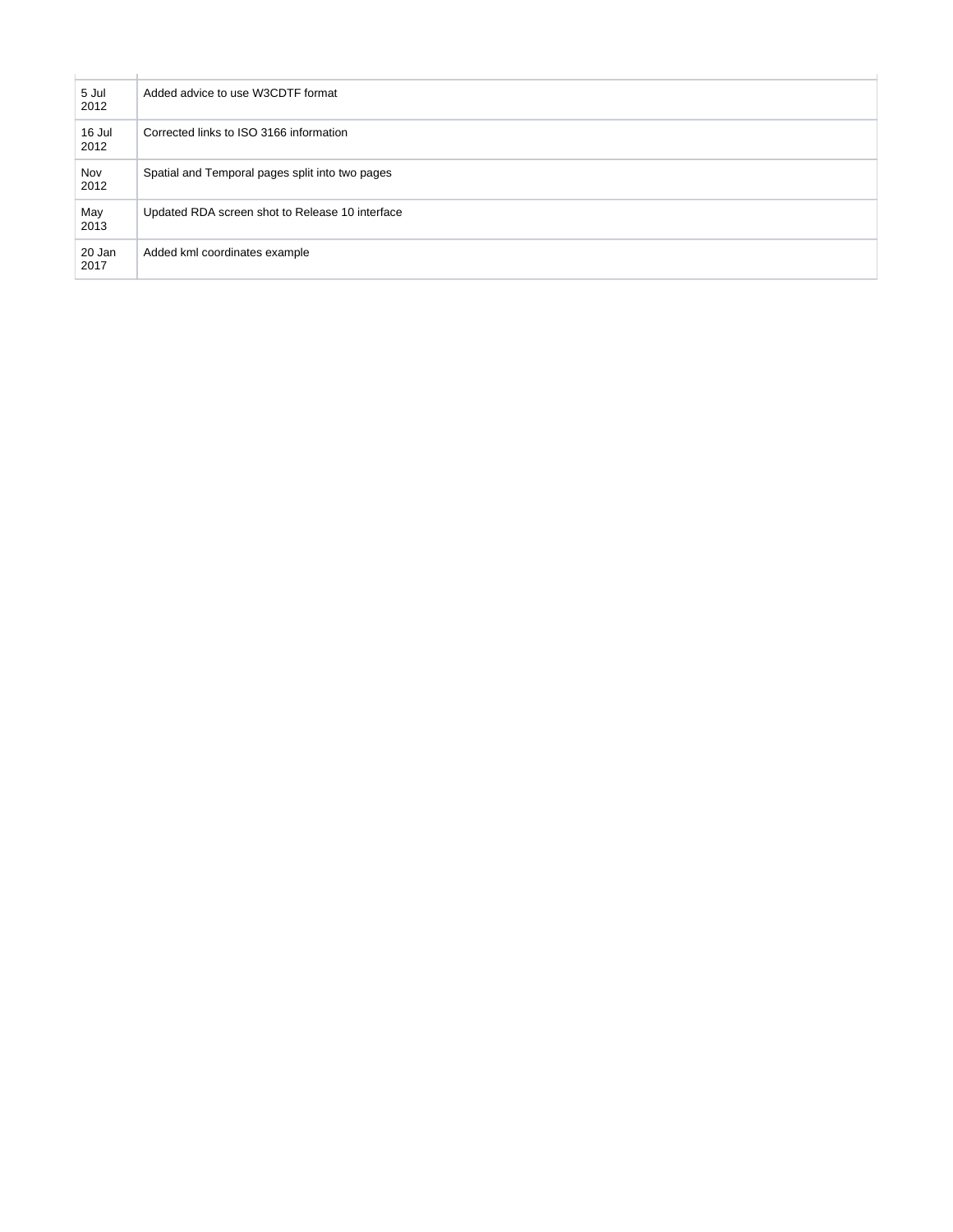| | |
|---|---|
| 5 Jul 2012 | Added advice to use W3CDTF format |
| 16 Jul 2012 | Corrected links to ISO 3166 information |
| Nov 2012 | Spatial and Temporal pages split into two pages |
| May 2013 | Updated RDA screen shot to Release 10 interface |
| 20 Jan 2017 | Added kml coordinates example |